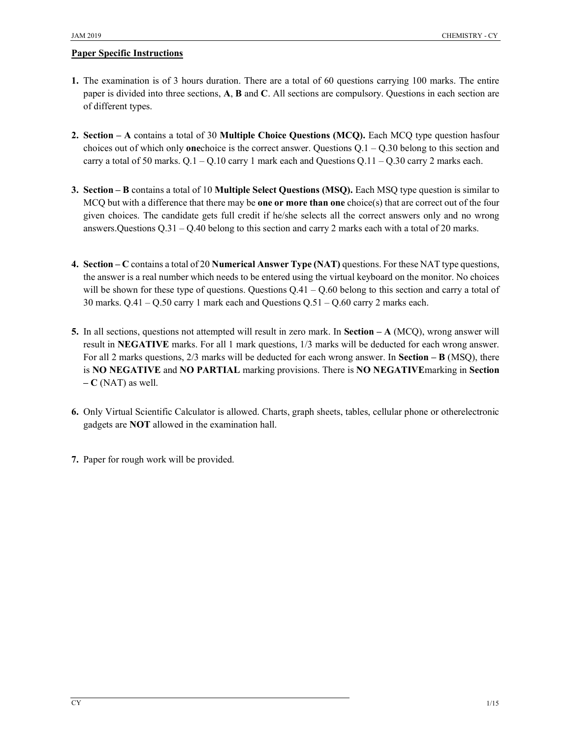## Paper Specific Instructions

1. The examination is of 3 hours duration. There are a total of 60 questions carrying 100 marks. The entire paper is divided into three sections, **A**, **B** and **C**. All sections are compulsory. Questions in each section are of different types.

2. **Section – A** contains a total of 30 **Multiple Choice Questions (MCQ).** Each MCQ type question hasfour choices out of which only **one**choice is the correct answer. Questions Q.1 – Q.30 belong to this section and carry a total of 50 marks. Q.1 – Q.10 carry 1 mark each and Questions Q.11 – Q.30 carry 2 marks each.

3. **Section – B** contains a total of 10 **Multiple Select Questions (MSQ).** Each MSQ type question is similar to MCQ but with a difference that there may be **one or more than one** choice(s) that are correct out of the four given choices. The candidate gets full credit if he/she selects all the correct answers only and no wrong answers.Questions Q.31 – Q.40 belong to this section and carry 2 marks each with a total of 20 marks.

4. **Section – C** contains a total of 20 **Numerical Answer Type (NAT)** questions. For these NAT type questions, the answer is a real number which needs to be entered using the virtual keyboard on the monitor. No choices will be shown for these type of questions. Questions Q.41 – Q.60 belong to this section and carry a total of 30 marks. Q.41 – Q.50 carry 1 mark each and Questions Q.51 – Q.60 carry 2 marks each.

5. In all sections, questions not attempted will result in zero mark. In **Section – A** (MCQ), wrong answer will result in **NEGATIVE** marks. For all 1 mark questions, 1/3 marks will be deducted for each wrong answer. For all 2 marks questions, 2/3 marks will be deducted for each wrong answer. In **Section – B** (MSQ), there is **NO NEGATIVE** and **NO PARTIAL** marking provisions. There is **NO NEGATIVE**marking in **Section – C** (NAT) as well.

6. Only Virtual Scientific Calculator is allowed. Charts, graph sheets, tables, cellular phone or otherelectronic gadgets are **NOT** allowed in the examination hall.

7. Paper for rough work will be provided.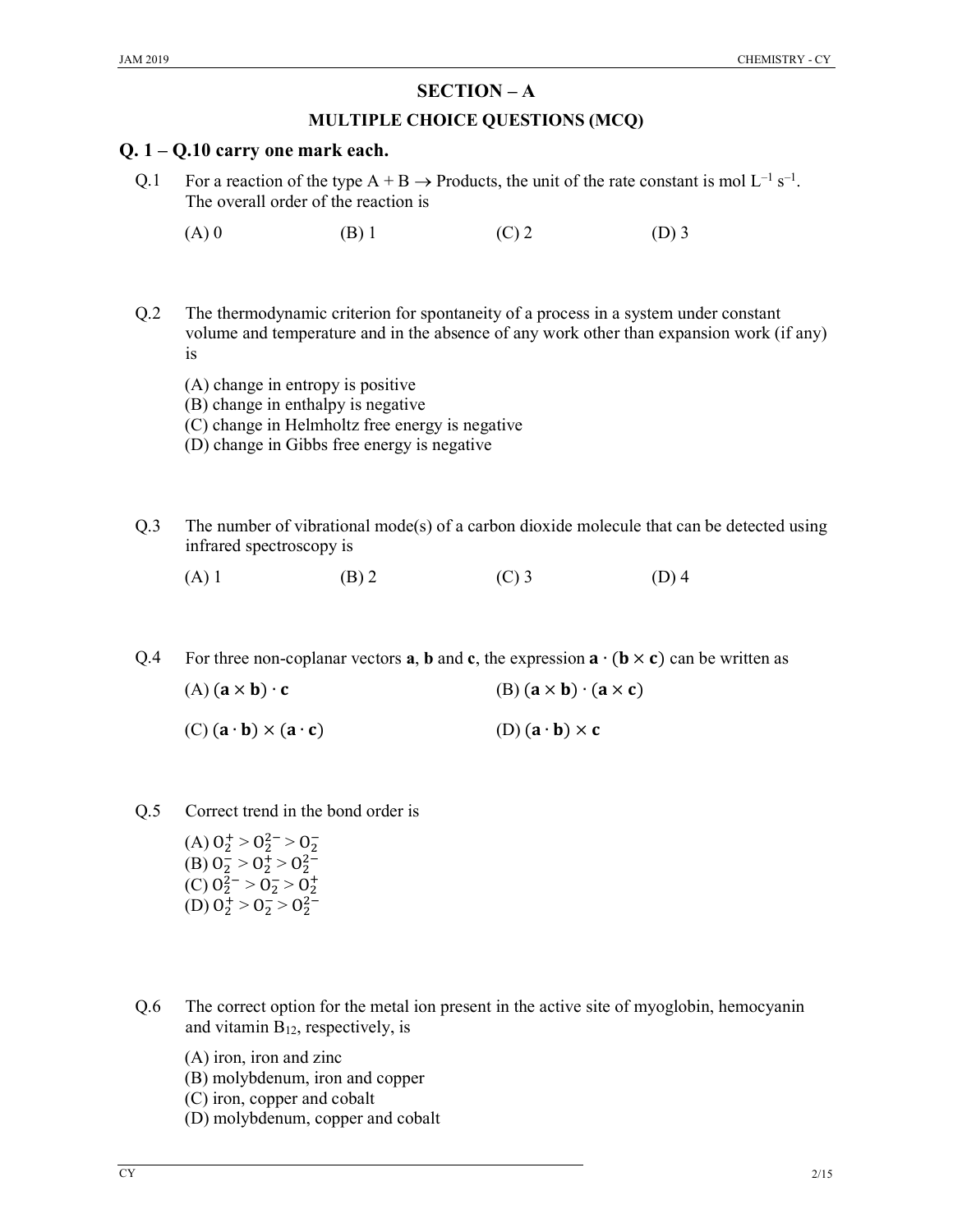## SECTION – A

### MULTIPLE CHOICE QUESTIONS (MCQ)

### Q. 1 – Q.10 carry one mark each.

Q.1 For a reaction of the type A + B → Products, the unit of the rate constant is mol $L^{-1}$ $s^{-1}$. The overall order of the reaction is

(A) 0 (B) 1 (C) 2 (D) 3

Q.2 The thermodynamic criterion for spontaneity of a process in a system under constant volume and temperature and in the absence of any work other than expansion work (if any) is

(A) change in entropy is positive
(B) change in enthalpy is negative
(C) change in Helmholtz free energy is negative
(D) change in Gibbs free energy is negative

Q.3 The number of vibrational mode(s) of a carbon dioxide molecule that can be detected using infrared spectroscopy is

(A) 1 (B) 2 (C) 3 (D) 4

Q.4 For three non-coplanar vectors **a**, **b** and **c**, the expression $\mathbf{a} \cdot (\mathbf{b} \times \mathbf{c})$ can be written as

(A) $(\mathbf{a} \times \mathbf{b}) \cdot \mathbf{c}$ (B) $(\mathbf{a} \times \mathbf{b}) \cdot (\mathbf{a} \times \mathbf{c})$

(C) $(\mathbf{a} \cdot \mathbf{b}) \times (\mathbf{a} \cdot \mathbf{c})$ (D) $(\mathbf{a} \cdot \mathbf{b}) \times \mathbf{c}$

Q.5 Correct trend in the bond order is

(A) $O_2^+ > O_2^{2-} > O_2^-$
(B) $O_2^- > O_2^+ > O_2^{2-}$
(C) $O_2^{2-} > O_2^- > O_2^+$
(D) $O_2^+ > O_2^- > O_2^{2-}$

Q.6 The correct option for the metal ion present in the active site of myoglobin, hemocyanin and vitamin $B_{12}$, respectively, is

(A) iron, iron and zinc
(B) molybdenum, iron and copper
(C) iron, copper and cobalt
(D) molybdenum, copper and cobalt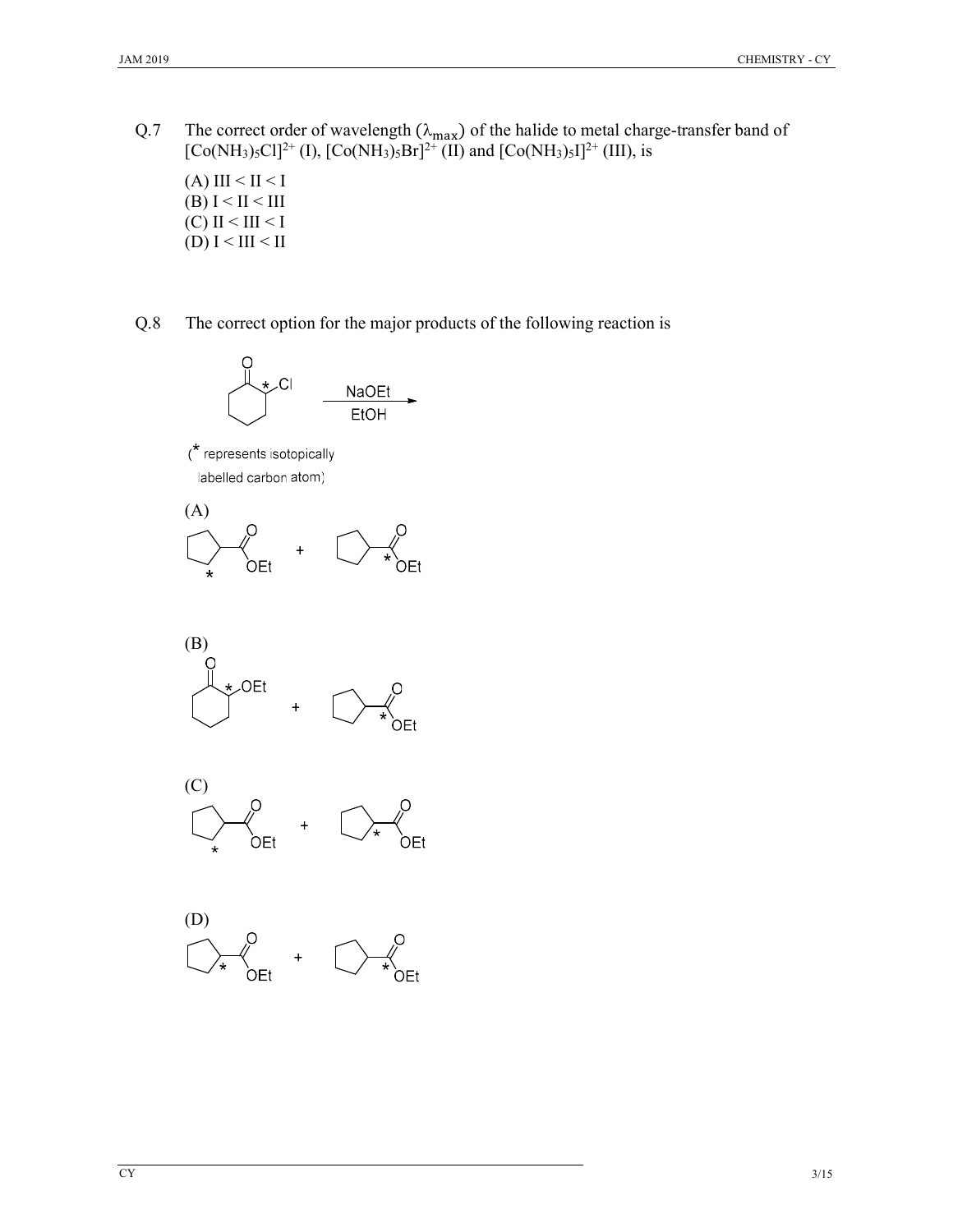Q.7 The correct order of wavelength ($\lambda_{max}$) of the halide to metal charge-transfer band of $[Co(NH_3)_5Cl]^{2+}$ (I), $[Co(NH_3)_5Br]^{2+}$ (II) and $[Co(NH_3)_5I]^{2+}$ (III), is

(A) III < II < I
(B) I < II < III
(C) II < III < I
(D) I < III < II

Q.8 The correct option for the major products of the following reaction is

NaOEt / EtOH

(* represents isotopically labelled carbon atom)

(A)

(B)

(C)

(D)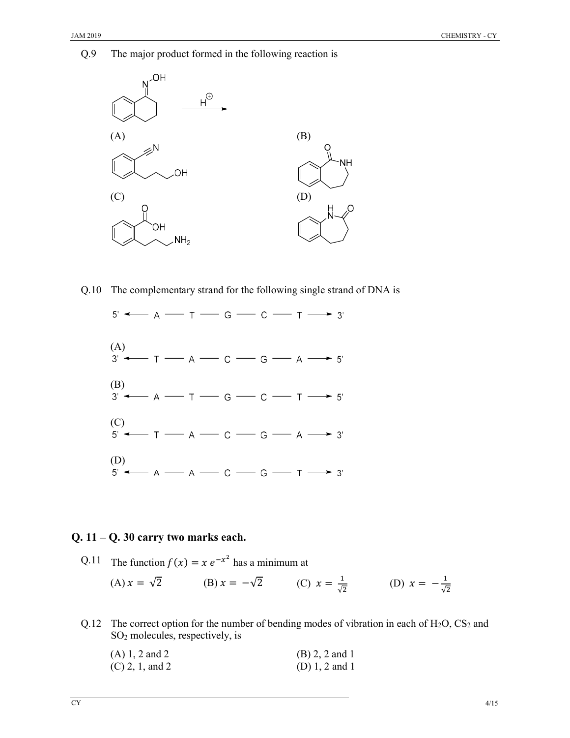Q.9 The major product formed in the following reaction is

(A)

(B)

(C)

(D)

Q.10 The complementary strand for the following single strand of DNA is

5' ← A — T — G — C — T → 3'

(A)
3' ← T — A — C — G — A → 5'

(B)
3' ← A — T — G — C — T → 5'

(C)
5' ← T — A — C — G — A → 3'

(D)
5' ← A — A — C — G — T → 3'

## Q. 11 – Q. 30 carry two marks each.

Q.11 The function $f(x) = x\, e^{-x^2}$ has a minimum at

(A) $x = \sqrt{2}$ (B) $x = -\sqrt{2}$ (C) $x = \frac{1}{\sqrt{2}}$ (D) $x = -\frac{1}{\sqrt{2}}$

Q.12 The correct option for the number of bending modes of vibration in each of $H_2O$, $CS_2$ and $SO_2$ molecules, respectively, is

(A) 1, 2 and 2
(B) 2, 2 and 1
(C) 2, 1, and 2
(D) 1, 2 and 1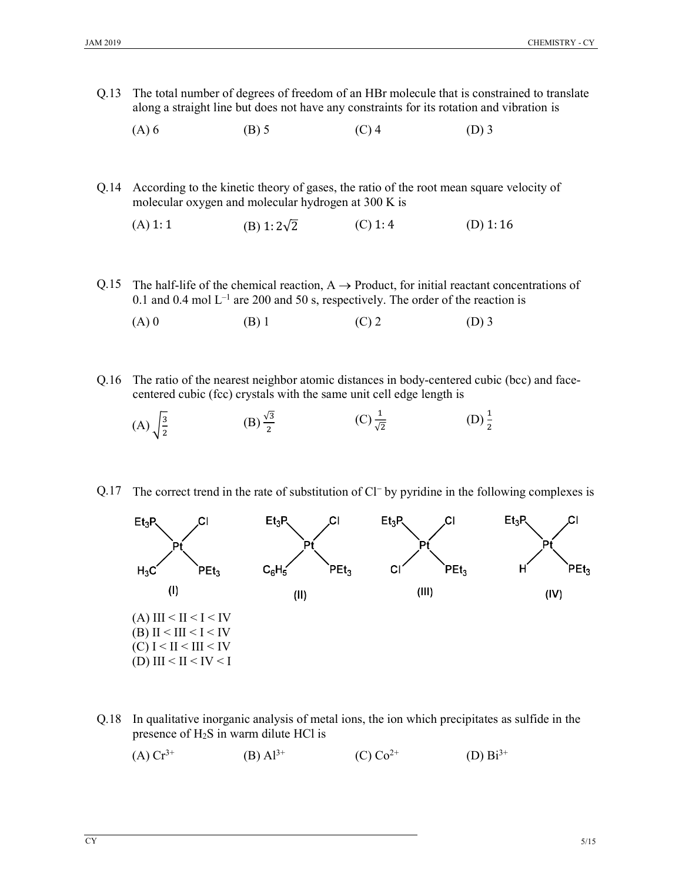Q.13 The total number of degrees of freedom of an HBr molecule that is constrained to translate along a straight line but does not have any constraints for its rotation and vibration is

(A) 6 (B) 5 (C) 4 (D) 3

Q.14 According to the kinetic theory of gases, the ratio of the root mean square velocity of molecular oxygen and molecular hydrogen at 300 K is

(A) $1:1$ (B) $1:2\sqrt{2}$ (C) $1:4$ (D) $1:16$

Q.15 The half-life of the chemical reaction, A $\rightarrow$ Product, for initial reactant concentrations of 0.1 and 0.4 mol $L^{-1}$ are 200 and 50 s, respectively. The order of the reaction is

(A) 0 (B) 1 (C) 2 (D) 3

Q.16 The ratio of the nearest neighbor atomic distances in body-centered cubic (bcc) and face-centered cubic (fcc) crystals with the same unit cell edge length is

(A) $\sqrt{\frac{3}{2}}$ (B) $\frac{\sqrt{3}}{2}$ (C) $\frac{1}{\sqrt{2}}$ (D) $\frac{1}{2}$

Q.17 The correct trend in the rate of substitution of $Cl^-$ by pyridine in the following complexes is

(I) $Pt(PEt_3)_2(Cl)(CH_3)$: $Et_3P$ and $Cl$ on top, $H_3C$ and $PEt_3$ on bottom

(II) $Pt(PEt_3)_2(Cl)(C_6H_5)$: $Et_3P$ and $Cl$ on top, $C_6H_5$ and $PEt_3$ on bottom

(III) $Pt(PEt_3)_2(Cl)(Cl)$: $Et_3P$ and $Cl$ on top, $Cl$ and $PEt_3$ on bottom

(IV) $Pt(PEt_3)_2(Cl)(H)$: $Et_3P$ and $Cl$ on top, $H$ and $PEt_3$ on bottom

(A) III < II < I < IV
(B) II < III < I < IV
(C) I < II < III < IV
(D) III < II < IV < I

Q.18 In qualitative inorganic analysis of metal ions, the ion which precipitates as sulfide in the presence of $H_2S$ in warm dilute HCl is

(A) $Cr^{3+}$ (B) $Al^{3+}$ (C) $Co^{2+}$ (D) $Bi^{3+}$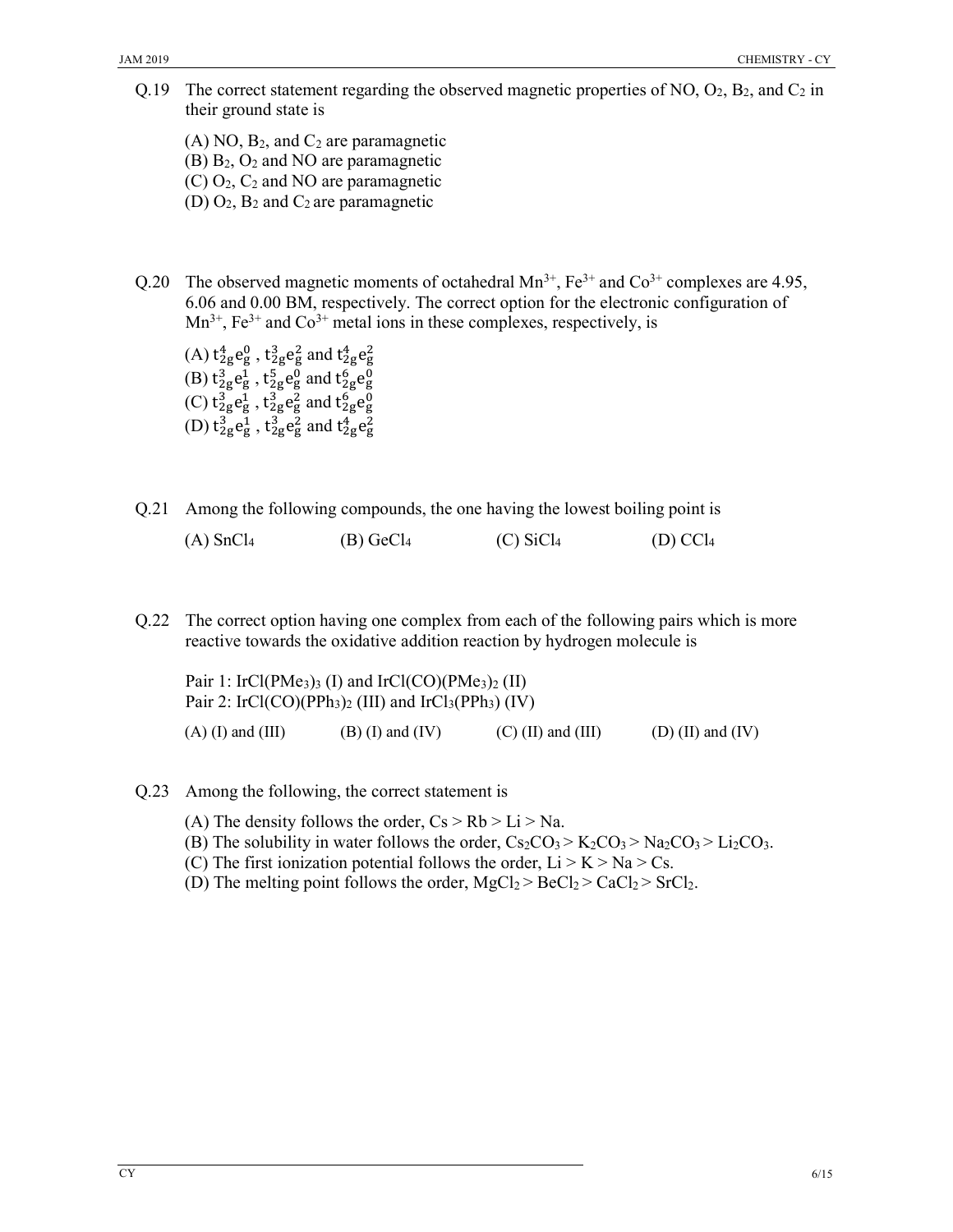Q.19 The correct statement regarding the observed magnetic properties of NO, $O_2$, $B_2$, and $C_2$ in their ground state is

(A) NO, $B_2$, and $C_2$ are paramagnetic
(B) $B_2$, $O_2$ and NO are paramagnetic
(C) $O_2$, $C_2$ and NO are paramagnetic
(D) $O_2$, $B_2$ and $C_2$ are paramagnetic

Q.20 The observed magnetic moments of octahedral $Mn^{3+}$, $Fe^{3+}$ and $Co^{3+}$ complexes are 4.95, 6.06 and 0.00 BM, respectively. The correct option for the electronic configuration of $Mn^{3+}$, $Fe^{3+}$ and $Co^{3+}$ metal ions in these complexes, respectively, is

(A) $t_{2g}^4e_g^0$ , $t_{2g}^3e_g^2$ and $t_{2g}^4e_g^2$
(B) $t_{2g}^3e_g^1$ , $t_{2g}^5e_g^0$ and $t_{2g}^6e_g^0$
(C) $t_{2g}^3e_g^1$ , $t_{2g}^3e_g^2$ and $t_{2g}^6e_g^0$
(D) $t_{2g}^3e_g^1$ , $t_{2g}^3e_g^2$ and $t_{2g}^4e_g^2$

Q.21 Among the following compounds, the one having the lowest boiling point is

(A) $SnCl_4$ (B) $GeCl_4$ (C) $SiCl_4$ (D) $CCl_4$

Q.22 The correct option having one complex from each of the following pairs which is more reactive towards the oxidative addition reaction by hydrogen molecule is

Pair 1: $IrCl(PMe_3)_3$ (I) and $IrCl(CO)(PMe_3)_2$ (II)
Pair 2: $IrCl(CO)(PPh_3)_2$ (III) and $IrCl_3(PPh_3)$ (IV)

(A) (I) and (III) (B) (I) and (IV) (C) (II) and (III) (D) (II) and (IV)

Q.23 Among the following, the correct statement is

(A) The density follows the order, Cs > Rb > Li > Na.
(B) The solubility in water follows the order, $Cs_2CO_3 > K_2CO_3 > Na_2CO_3 > Li_2CO_3$.
(C) The first ionization potential follows the order, Li > K > Na > Cs.
(D) The melting point follows the order, $MgCl_2 > BeCl_2 > CaCl_2 > SrCl_2$.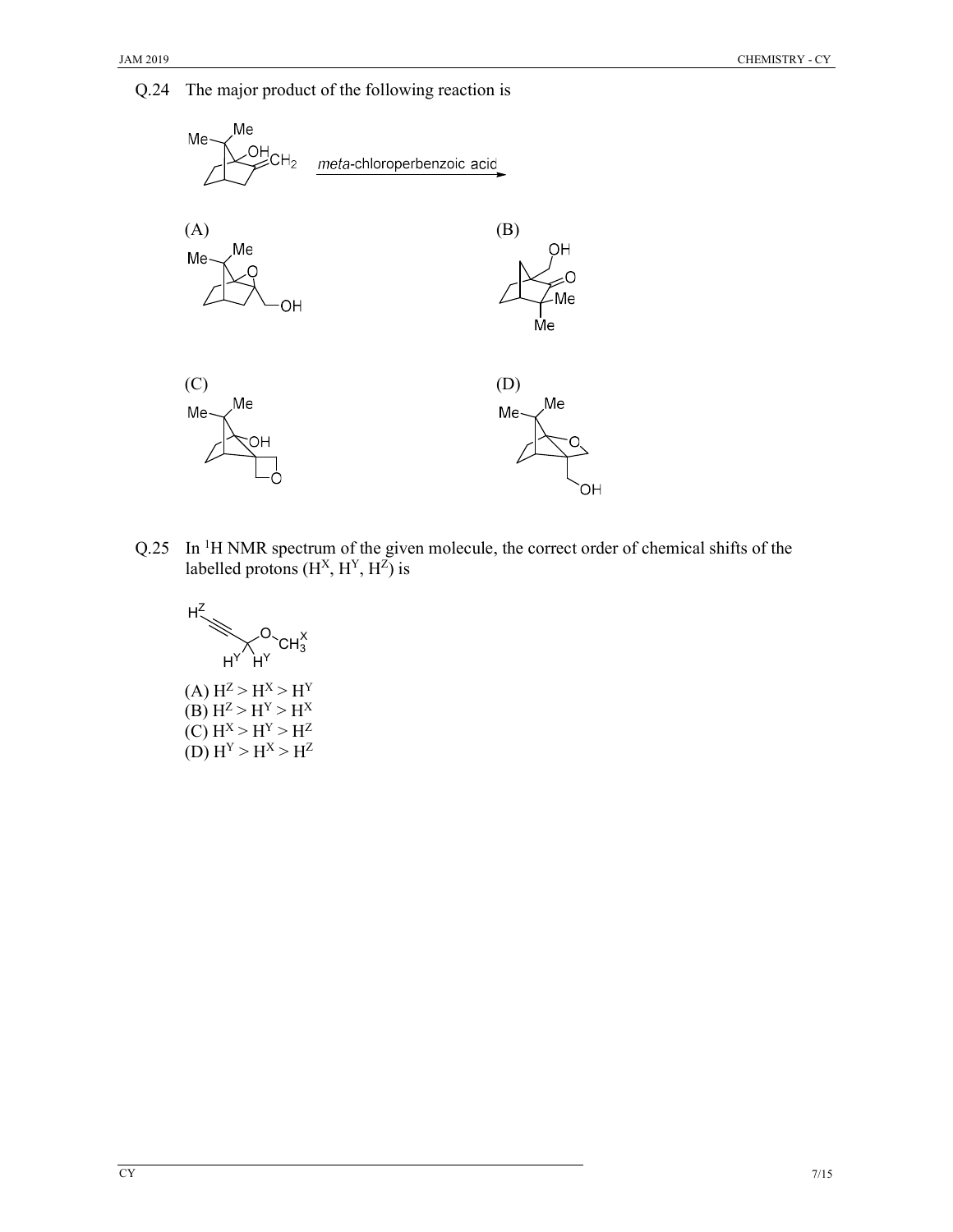Q.24 The major product of the following reaction is

*meta*-chloroperbenzoic acid

(A)

(B)

(C)

(D)

Q.25 In $^1$H NMR spectrum of the given molecule, the correct order of chemical shifts of the labelled protons ($H^X$, $H^Y$, $H^Z$) is

(A) $H^Z > H^X > H^Y$

(B) $H^Z > H^Y > H^X$

(C) $H^X > H^Y > H^Z$

(D) $H^Y > H^X > H^Z$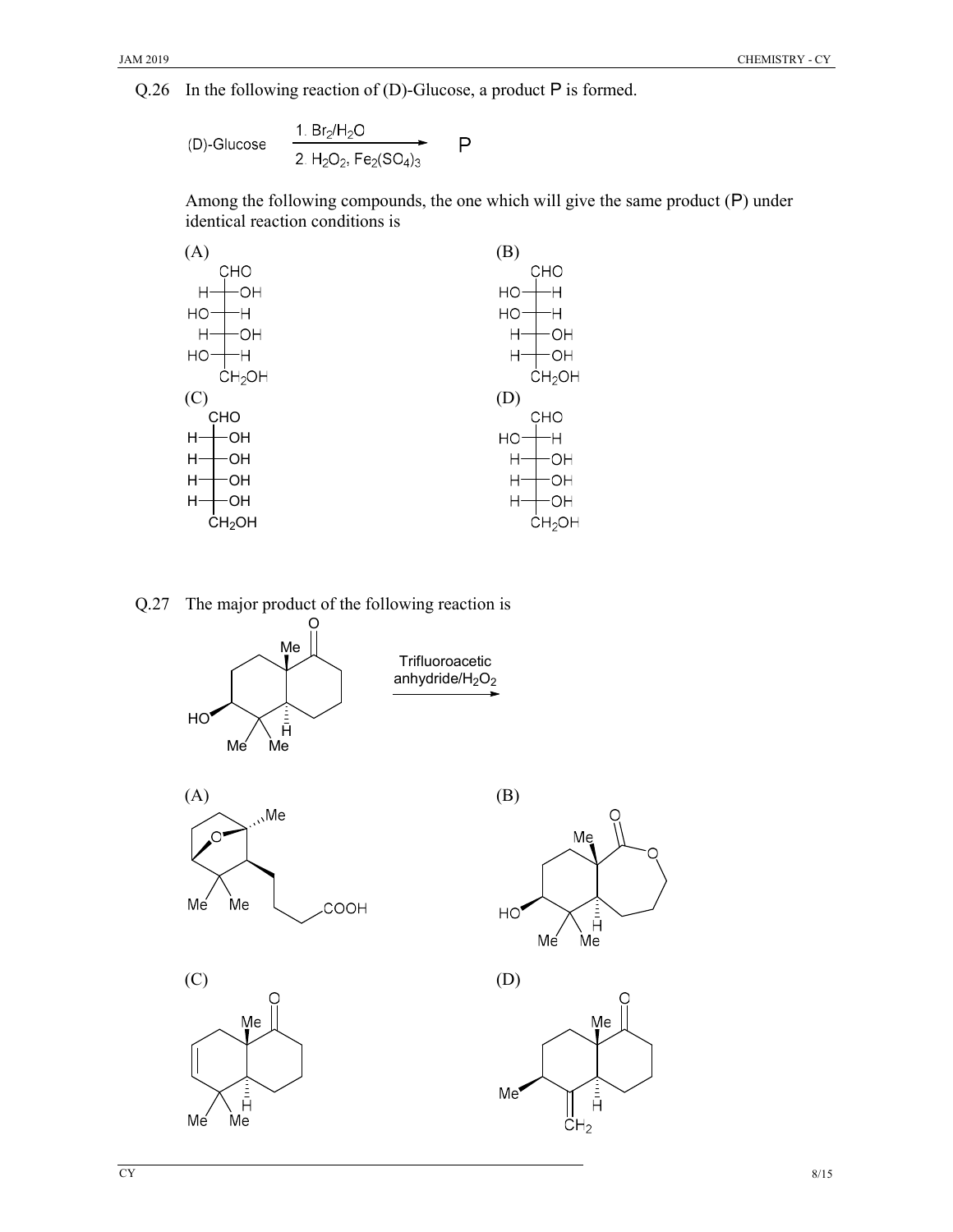Q.26 In the following reaction of (D)-Glucose, a product P is formed.

$$\text{(D)-Glucose} \xrightarrow[\text{2. } H_2O_2,\ Fe_2(SO_4)_3]{\text{1. } Br_2/H_2O} \text{P}$$

Among the following compounds, the one which will give the same product (P) under identical reaction conditions is

(A)

```
     CHO
 H ──┼── OH
HO ──┼── H
 H ──┼── OH
HO ──┼── H
     CH2OH
```

(B)

```
     CHO
HO ──┼── H
HO ──┼── H
 H ──┼── OH
 H ──┼── OH
     CH2OH
```

(C)

```
     CHO
 H ──┼── OH
 H ──┼── OH
 H ──┼── OH
 H ──┼── OH
     CH2OH
```

(D)

```
     CHO
HO ──┼── H
 H ──┼── OH
 H ──┼── OH
 H ──┼── OH
     CH2OH
```

Q.27 The major product of the following reaction is

(Reactant: bicyclic decalone bearing O, Me, HO, H, Me, Me substituents) $\xrightarrow{\text{Trifluoroacetic anhydride}/H_2O_2}$

(A) (bicyclic ether bearing Me, Me, Me and a side chain ending in COOH)

(B) (seven-membered lactone fused ring bearing O, Me, HO, H, Me, Me)

(C) (bicyclic ketone with a ring double bond, bearing O, Me, H, Me, Me)

(D) (bicyclic ketone bearing O, Me, Me, H and an exocyclic $CH_2$)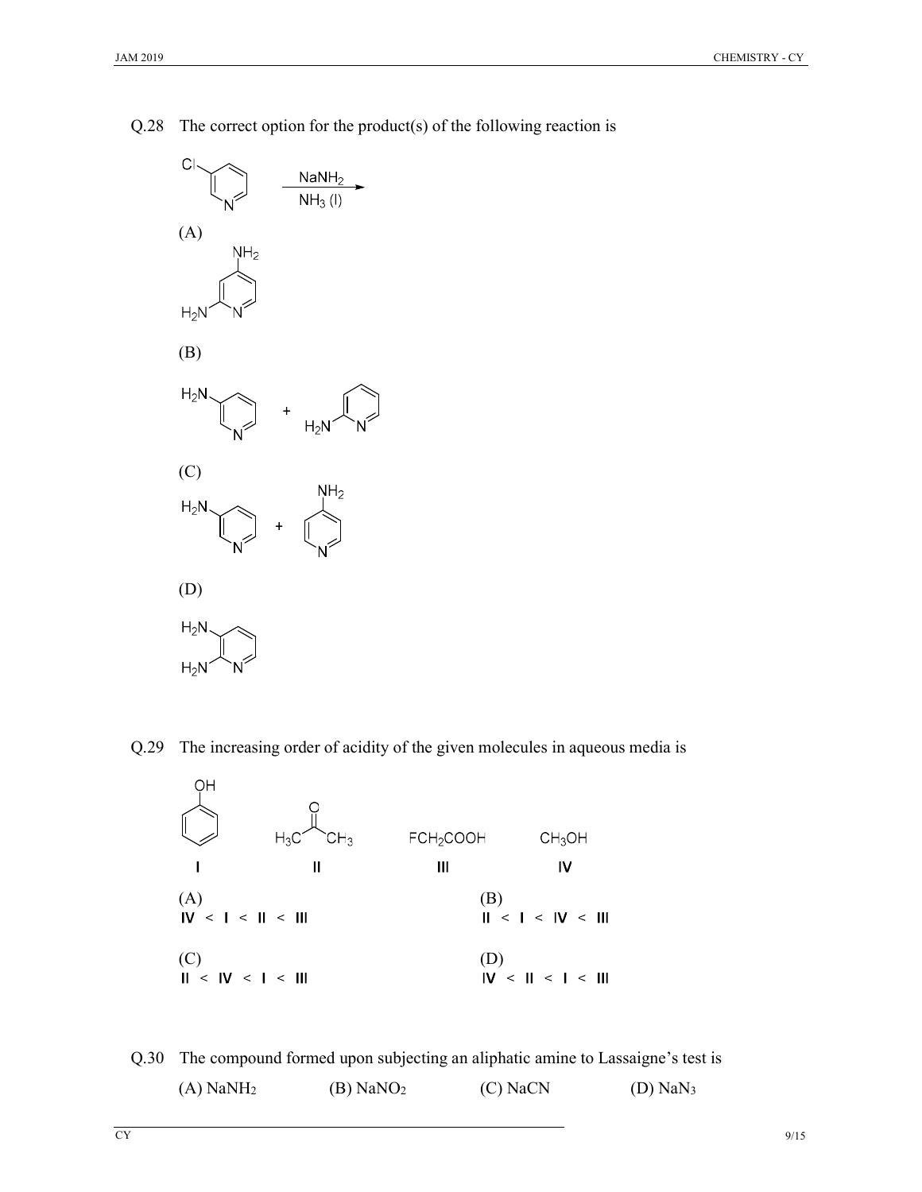Q.28 The correct option for the product(s) of the following reaction is

3-Chloropyridine $\xrightarrow[NH_3\ (l)]{NaNH_2}$

(A) 2,4-Diaminopyridine

(B) 3-Aminopyridine + 2-Aminopyridine

(C) 3-Aminopyridine + 4-Aminopyridine

(D) 2,3-Diaminopyridine

Q.29 The increasing order of acidity of the given molecules in aqueous media is

| Phenol ($C_6H_5OH$) | $H_3C-CO-CH_3$ | $FCH_2COOH$ | $CH_3OH$ |
|---|---|---|---|
| I | II | III | IV |

(A) IV < I < II < III

(B) II < I < IV < III

(C) II < IV < I < III

(D) IV < II < I < III

Q.30 The compound formed upon subjecting an aliphatic amine to Lassaigne's test is

(A) $NaNH_2$ (B) $NaNO_2$ (C) $NaCN$ (D) $NaN_3$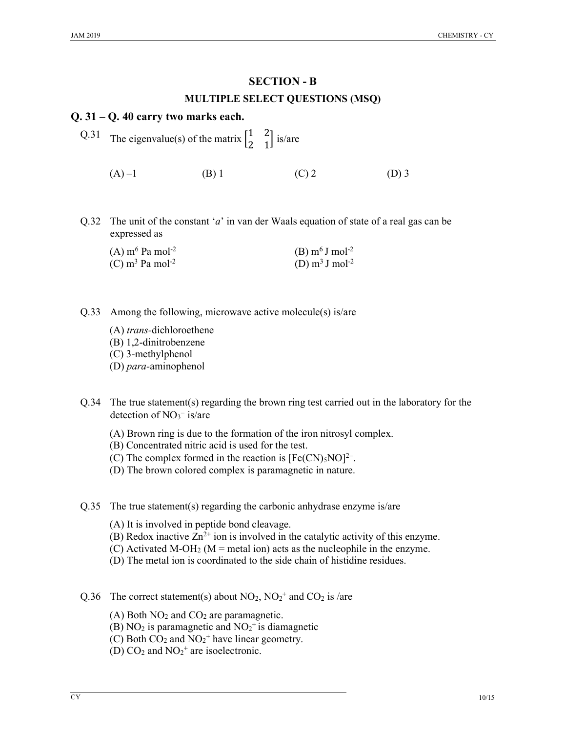## SECTION - B

### MULTIPLE SELECT QUESTIONS (MSQ)

## Q. 31 – Q. 40 carry two marks each.

Q.31 The eigenvalue(s) of the matrix $\begin{bmatrix} 1 & 2 \\ 2 & 1 \end{bmatrix}$ is/are

(A) –1 (B) 1 (C) 2 (D) 3

Q.32 The unit of the constant '*a*' in van der Waals equation of state of a real gas can be expressed as

(A) $m^6$ Pa $mol^{-2}$
(B) $m^6$ J $mol^{-2}$
(C) $m^3$ Pa $mol^{-2}$
(D) $m^3$ J $mol^{-2}$

Q.33 Among the following, microwave active molecule(s) is/are

(A) *trans*-dichloroethene
(B) 1,2-dinitrobenzene
(C) 3-methylphenol
(D) *para*-aminophenol

Q.34 The true statement(s) regarding the brown ring test carried out in the laboratory for the detection of $NO_3^-$ is/are

(A) Brown ring is due to the formation of the iron nitrosyl complex.
(B) Concentrated nitric acid is used for the test.
(C) The complex formed in the reaction is $[Fe(CN)_5NO]^{2-}$.
(D) The brown colored complex is paramagnetic in nature.

Q.35 The true statement(s) regarding the carbonic anhydrase enzyme is/are

(A) It is involved in peptide bond cleavage.
(B) Redox inactive $Zn^{2+}$ ion is involved in the catalytic activity of this enzyme.
(C) Activated M-$OH_2$ (M = metal ion) acts as the nucleophile in the enzyme.
(D) The metal ion is coordinated to the side chain of histidine residues.

Q.36 The correct statement(s) about $NO_2$, $NO_2^+$ and $CO_2$ is /are

(A) Both $NO_2$ and $CO_2$ are paramagnetic.
(B) $NO_2$ is paramagnetic and $NO_2^+$ is diamagnetic
(C) Both $CO_2$ and $NO_2^+$ have linear geometry.
(D) $CO_2$ and $NO_2^+$ are isoelectronic.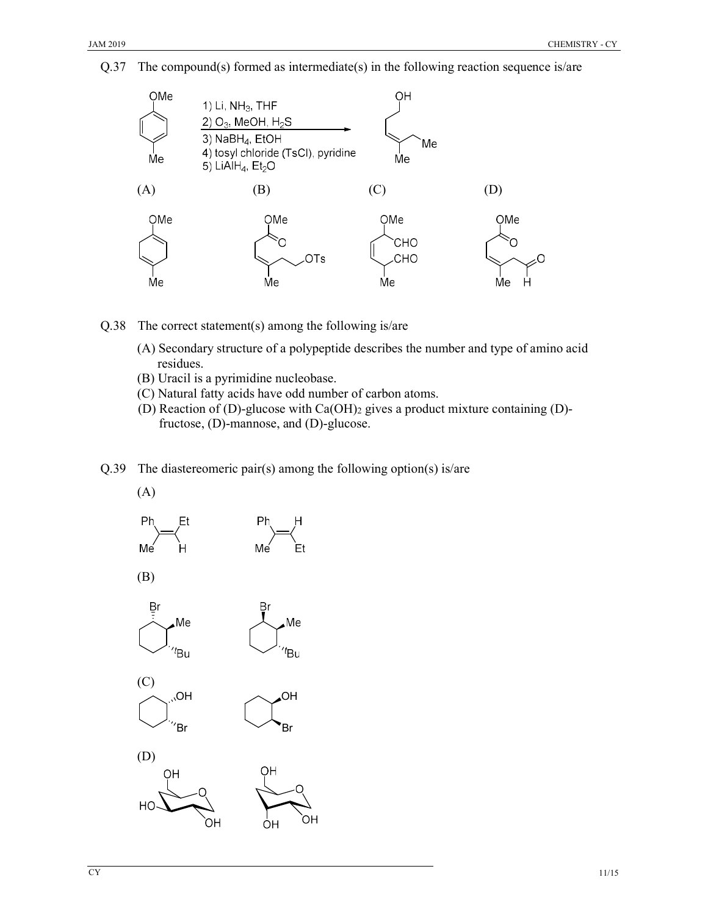Q.37 The compound(s) formed as intermediate(s) in the following reaction sequence is/are

1) Li, $NH_3$, THF
2) $O_3$, MeOH, $H_2S$
3) $NaBH_4$, EtOH
4) tosyl chloride (TsCl), pyridine
5) $LiAlH_4$, $Et_2O$

(A) (B) (C) (D)

Q.38 The correct statement(s) among the following is/are

(A) Secondary structure of a polypeptide describes the number and type of amino acid residues.
(B) Uracil is a pyrimidine nucleobase.
(C) Natural fatty acids have odd number of carbon atoms.
(D) Reaction of (D)-glucose with $Ca(OH)_2$ gives a product mixture containing (D)-fructose, (D)-mannose, and (D)-glucose.

Q.39 The diastereomeric pair(s) among the following option(s) is/are

(A)

(B)

(C)

(D)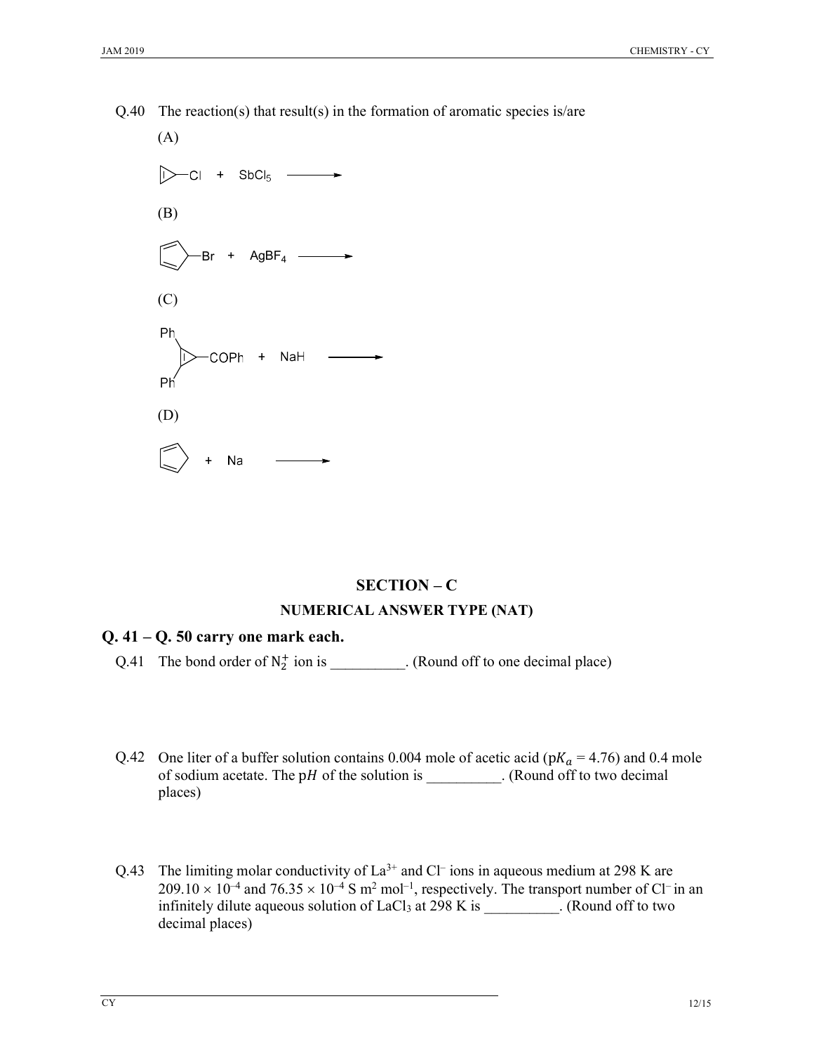Q.40 The reaction(s) that result(s) in the formation of aromatic species is/are

(A)

3-chlorocyclopropene + $SbCl_5$ ⟶

(B)

5-bromocyclopenta-1,3-diene + $AgBF_4$ ⟶

(C)

1,2-diphenyl-3-benzoylcyclopropene (Ph, Ph, COPh) + NaH ⟶

(D)

cyclopenta-1,3-diene + Na ⟶

## SECTION – C

### NUMERICAL ANSWER TYPE (NAT)

## Q. 41 – Q. 50 carry one mark each.

Q.41 The bond order of $N_2^+$ ion is __________. (Round off to one decimal place)

Q.42 One liter of a buffer solution contains 0.004 mole of acetic acid ($pK_a$ = 4.76) and 0.4 mole of sodium acetate. The $pH$ of the solution is __________. (Round off to two decimal places)

Q.43 The limiting molar conductivity of $La^{3+}$ and $Cl^-$ ions in aqueous medium at 298 K are $209.10 \times 10^{-4}$ and $76.35 \times 10^{-4}$ S m$^2$ mol$^{-1}$, respectively. The transport number of $Cl^-$ in an infinitely dilute aqueous solution of $LaCl_3$ at 298 K is __________. (Round off to two decimal places)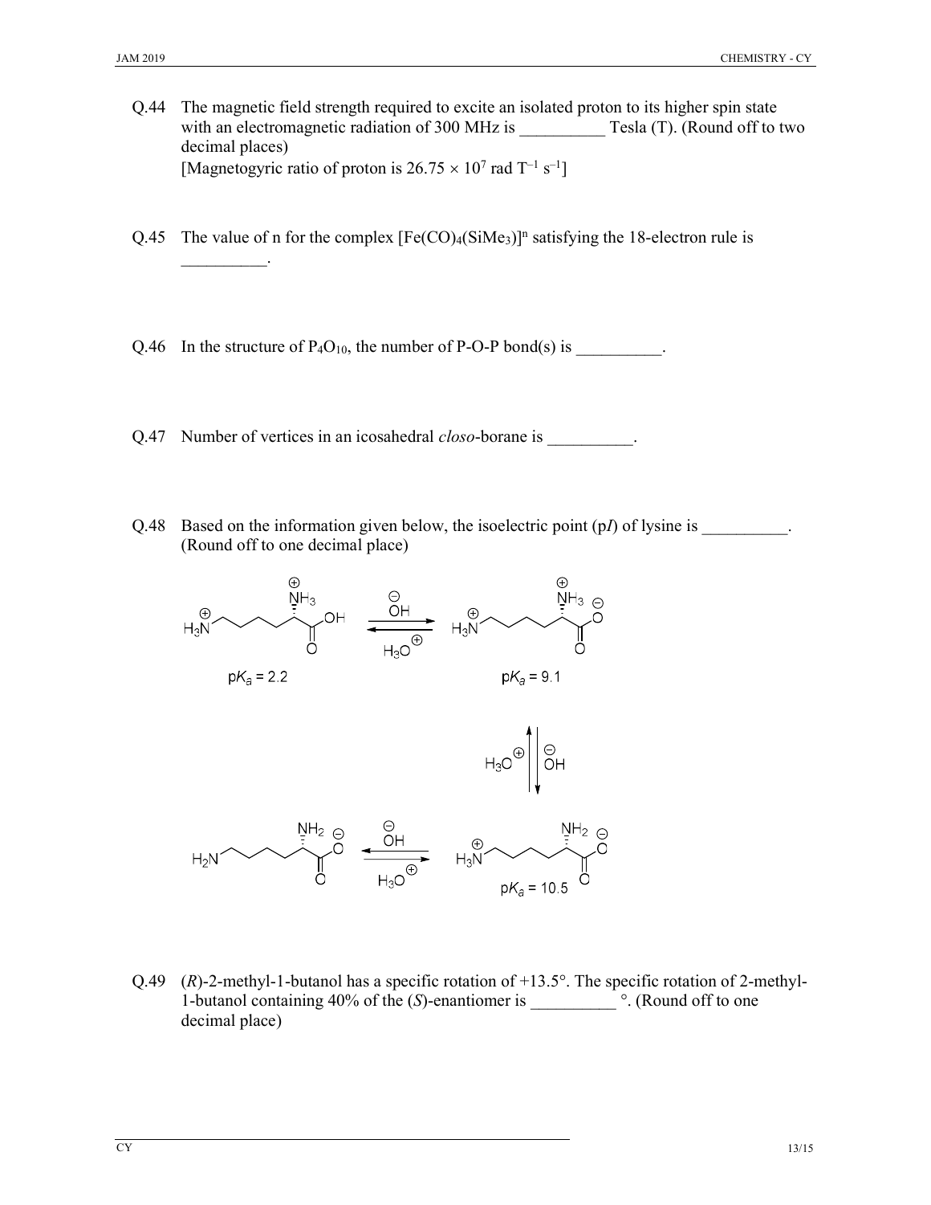Q.44 The magnetic field strength required to excite an isolated proton to its higher spin state with an electromagnetic radiation of 300 MHz is __________ Tesla (T). (Round off to two decimal places)
[Magnetogyric ratio of proton is $26.75 \times 10^7$ rad $T^{-1}$ $s^{-1}$]

Q.45 The value of n for the complex $[Fe(CO)_4(SiMe_3)]^n$ satisfying the 18-electron rule is __________.

Q.46 In the structure of $P_4O_{10}$, the number of P-O-P bond(s) is __________.

Q.47 Number of vertices in an icosahedral *closo*-borane is __________.

Q.48 Based on the information given below, the isoelectric point (p*I*) of lysine is __________. (Round off to one decimal place)

$$H_3N^+(CH_2)_4CH(NH_3^+)COOH \;(\text{p}K_a = 2.2) \underset{H_3O^+}{\overset{OH^-}{\rightleftharpoons}} H_3N^+(CH_2)_4CH(NH_3^+)COO^- \;(\text{p}K_a = 9.1)$$

$$H_3N^+(CH_2)_4CH(NH_3^+)COO^- \underset{H_3O^+}{\overset{OH^-}{\rightleftharpoons}} H_3N^+(CH_2)_4CH(NH_2)COO^- \;(\text{p}K_a = 10.5)$$

$$H_3N^+(CH_2)_4CH(NH_2)COO^- \underset{H_3O^+}{\overset{OH^-}{\rightleftharpoons}} H_2N(CH_2)_4CH(NH_2)COO^-$$

Q.49 (*R*)-2-methyl-1-butanol has a specific rotation of +13.5°. The specific rotation of 2-methyl-1-butanol containing 40% of the (*S*)-enantiomer is __________ °. (Round off to one decimal place)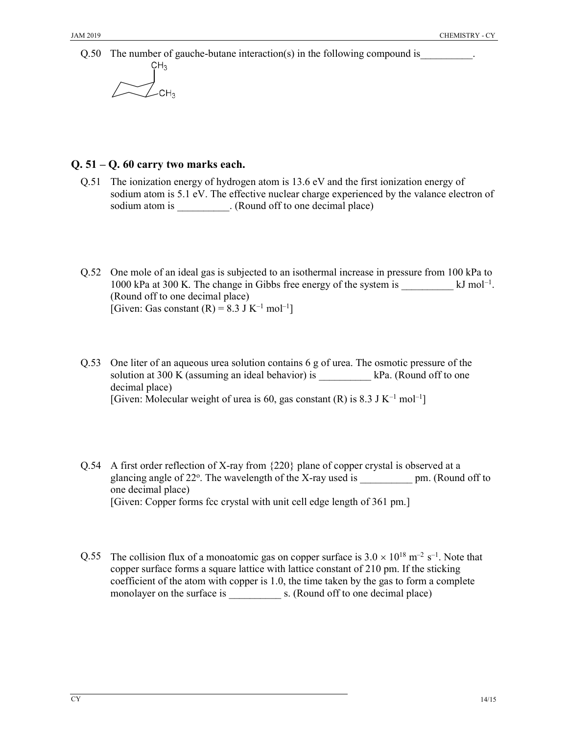Q.50 The number of gauche-butane interaction(s) in the following compound is__________.

## Q. 51 – Q. 60 carry two marks each.

Q.51 The ionization energy of hydrogen atom is 13.6 eV and the first ionization energy of sodium atom is 5.1 eV. The effective nuclear charge experienced by the valance electron of sodium atom is __________. (Round off to one decimal place)

Q.52 One mole of an ideal gas is subjected to an isothermal increase in pressure from 100 kPa to 1000 kPa at 300 K. The change in Gibbs free energy of the system is __________ kJ $mol^{-1}$. (Round off to one decimal place)
[Given: Gas constant (R) = 8.3 J $K^{-1}$ $mol^{-1}$]

Q.53 One liter of an aqueous urea solution contains 6 g of urea. The osmotic pressure of the solution at 300 K (assuming an ideal behavior) is __________ kPa. (Round off to one decimal place)
[Given: Molecular weight of urea is 60, gas constant (R) is 8.3 J $K^{-1}$ $mol^{-1}$]

Q.54 A first order reflection of X-ray from {220} plane of copper crystal is observed at a glancing angle of 22°. The wavelength of the X-ray used is __________ pm. (Round off to one decimal place)
[Given: Copper forms fcc crystal with unit cell edge length of 361 pm.]

Q.55 The collision flux of a monoatomic gas on copper surface is $3.0 \times 10^{18}$ $m^{-2}$ $s^{-1}$. Note that copper surface forms a square lattice with lattice constant of 210 pm. If the sticking coefficient of the atom with copper is 1.0, the time taken by the gas to form a complete monolayer on the surface is __________ s. (Round off to one decimal place)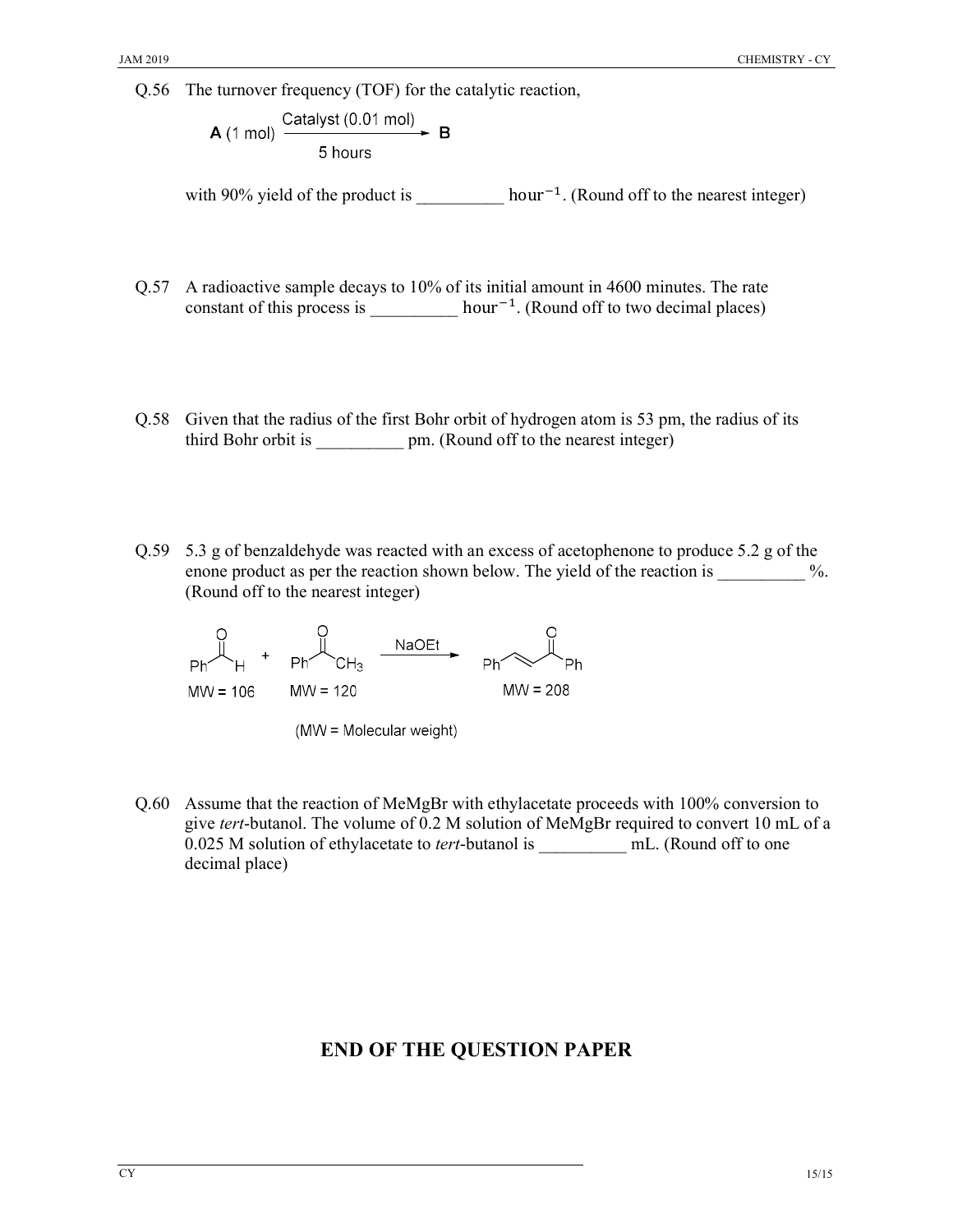Q.56 The turnover frequency (TOF) for the catalytic reaction,

$$\mathbf{A}\text{ (1 mol)} \xrightarrow[\text{5 hours}]{\text{Catalyst (0.01 mol)}} \mathbf{B}$$

with 90% yield of the product is __________ $\text{hour}^{-1}$. (Round off to the nearest integer)

Q.57 A radioactive sample decays to 10% of its initial amount in 4600 minutes. The rate constant of this process is __________ $\text{hour}^{-1}$. (Round off to two decimal places)

Q.58 Given that the radius of the first Bohr orbit of hydrogen atom is 53 pm, the radius of its third Bohr orbit is __________ pm. (Round off to the nearest integer)

Q.59 5.3 g of benzaldehyde was reacted with an excess of acetophenone to produce 5.2 g of the enone product as per the reaction shown below. The yield of the reaction is __________ %. (Round off to the nearest integer)

$$\text{PhCHO (MW = 106)} + \text{PhCOCH}_3\text{ (MW = 120)} \xrightarrow{\text{NaOEt}} \text{PhCH=CHCOPh (MW = 208)}$$

(MW = Molecular weight)

Q.60 Assume that the reaction of MeMgBr with ethylacetate proceeds with 100% conversion to give *tert*-butanol. The volume of 0.2 M solution of MeMgBr required to convert 10 mL of a 0.025 M solution of ethylacetate to *tert*-butanol is __________ mL. (Round off to one decimal place)

## END OF THE QUESTION PAPER